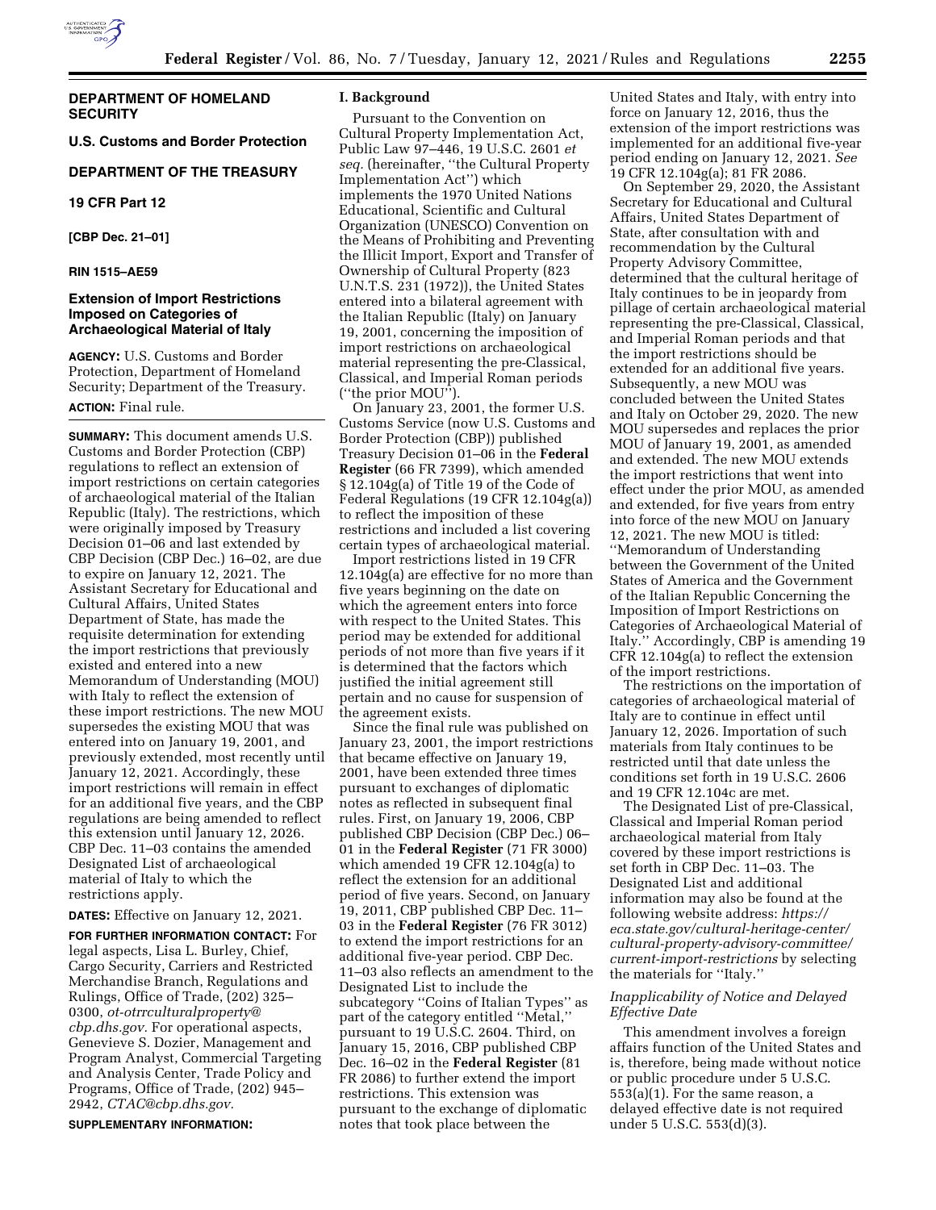**DEPARTMENT OF HOMELAND SECURITY**

**U.S. Customs and Border Protection**

**DEPARTMENT OF THE TREASURY**

**19 CFR Part 12**

**[CBP Dec. 21–01]**

**RIN 1515–AE59**

## Extension of Import Restrictions Imposed on Categories of Archaeological Material of Italy

**AGENCY:** U.S. Customs and Border Protection, Department of Homeland Security; Department of the Treasury.

**ACTION:** Final rule.

**SUMMARY:** This document amends U.S. Customs and Border Protection (CBP) regulations to reflect an extension of import restrictions on certain categories of archaeological material of the Italian Republic (Italy). The restrictions, which were originally imposed by Treasury Decision 01–06 and last extended by CBP Decision (CBP Dec.) 16–02, are due to expire on January 12, 2021. The Assistant Secretary for Educational and Cultural Affairs, United States Department of State, has made the requisite determination for extending the import restrictions that previously existed and entered into a new Memorandum of Understanding (MOU) with Italy to reflect the extension of these import restrictions. The new MOU supersedes the existing MOU that was entered into on January 19, 2001, and previously extended, most recently until January 12, 2021. Accordingly, these import restrictions will remain in effect for an additional five years, and the CBP regulations are being amended to reflect this extension until January 12, 2026. CBP Dec. 11–03 contains the amended Designated List of archaeological material of Italy to which the restrictions apply.

**DATES:** Effective on January 12, 2021.

**FOR FURTHER INFORMATION CONTACT:** For legal aspects, Lisa L. Burley, Chief, Cargo Security, Carriers and Restricted Merchandise Branch, Regulations and Rulings, Office of Trade, (202) 325–0300, *ot-otrrculturalproperty@cbp.dhs.gov.* For operational aspects, Genevieve S. Dozier, Management and Program Analyst, Commercial Targeting and Analysis Center, Trade Policy and Programs, Office of Trade, (202) 945–2942, *CTAC@cbp.dhs.gov.*

**SUPPLEMENTARY INFORMATION:**

### I. Background

Pursuant to the Convention on Cultural Property Implementation Act, Public Law 97–446, 19 U.S.C. 2601 *et seq.* (hereinafter, ''the Cultural Property Implementation Act'') which implements the 1970 United Nations Educational, Scientific and Cultural Organization (UNESCO) Convention on the Means of Prohibiting and Preventing the Illicit Import, Export and Transfer of Ownership of Cultural Property (823 U.N.T.S. 231 (1972)), the United States entered into a bilateral agreement with the Italian Republic (Italy) on January 19, 2001, concerning the imposition of import restrictions on archaeological material representing the pre-Classical, Classical, and Imperial Roman periods (''the prior MOU'').

On January 23, 2001, the former U.S. Customs Service (now U.S. Customs and Border Protection (CBP)) published Treasury Decision 01–06 in the **Federal Register** (66 FR 7399), which amended § 12.104g(a) of Title 19 of the Code of Federal Regulations (19 CFR 12.104g(a)) to reflect the imposition of these restrictions and included a list covering certain types of archaeological material.

Import restrictions listed in 19 CFR 12.104g(a) are effective for no more than five years beginning on the date on which the agreement enters into force with respect to the United States. This period may be extended for additional periods of not more than five years if it is determined that the factors which justified the initial agreement still pertain and no cause for suspension of the agreement exists.

Since the final rule was published on January 23, 2001, the import restrictions that became effective on January 19, 2001, have been extended three times pursuant to exchanges of diplomatic notes as reflected in subsequent final rules. First, on January 19, 2006, CBP published CBP Decision (CBP Dec.) 06–01 in the **Federal Register** (71 FR 3000) which amended 19 CFR 12.104g(a) to reflect the extension for an additional period of five years. Second, on January 19, 2011, CBP published CBP Dec. 11–03 in the **Federal Register** (76 FR 3012) to extend the import restrictions for an additional five-year period. CBP Dec. 11–03 also reflects an amendment to the Designated List to include the subcategory ''Coins of Italian Types'' as part of the category entitled ''Metal,'' pursuant to 19 U.S.C. 2604. Third, on January 15, 2016, CBP published CBP Dec. 16–02 in the **Federal Register** (81 FR 2086) to further extend the import restrictions. This extension was pursuant to the exchange of diplomatic notes that took place between the United States and Italy, with entry into force on January 12, 2016, thus the extension of the import restrictions was implemented for an additional five-year period ending on January 12, 2021. *See* 19 CFR 12.104g(a); 81 FR 2086.

On September 29, 2020, the Assistant Secretary for Educational and Cultural Affairs, United States Department of State, after consultation with and recommendation by the Cultural Property Advisory Committee, determined that the cultural heritage of Italy continues to be in jeopardy from pillage of certain archaeological material representing the pre-Classical, Classical, and Imperial Roman periods and that the import restrictions should be extended for an additional five years. Subsequently, a new MOU was concluded between the United States and Italy on October 29, 2020. The new MOU supersedes and replaces the prior MOU of January 19, 2001, as amended and extended. The new MOU extends the import restrictions that went into effect under the prior MOU, as amended and extended, for five years from entry into force of the new MOU on January 12, 2021. The new MOU is titled: ''Memorandum of Understanding between the Government of the United States of America and the Government of the Italian Republic Concerning the Imposition of Import Restrictions on Categories of Archaeological Material of Italy.'' Accordingly, CBP is amending 19 CFR 12.104g(a) to reflect the extension of the import restrictions.

The restrictions on the importation of categories of archaeological material of Italy are to continue in effect until January 12, 2026. Importation of such materials from Italy continues to be restricted until that date unless the conditions set forth in 19 U.S.C. 2606 and 19 CFR 12.104c are met.

The Designated List of pre-Classical, Classical and Imperial Roman period archaeological material from Italy covered by these import restrictions is set forth in CBP Dec. 11–03. The Designated List and additional information may also be found at the following website address: *https://eca.state.gov/cultural-heritage-center/cultural-property-advisory-committee/current-import-restrictions* by selecting the materials for ''Italy.''

#### *Inapplicability of Notice and Delayed Effective Date*

This amendment involves a foreign affairs function of the United States and is, therefore, being made without notice or public procedure under 5 U.S.C. 553(a)(1). For the same reason, a delayed effective date is not required under 5 U.S.C. 553(d)(3).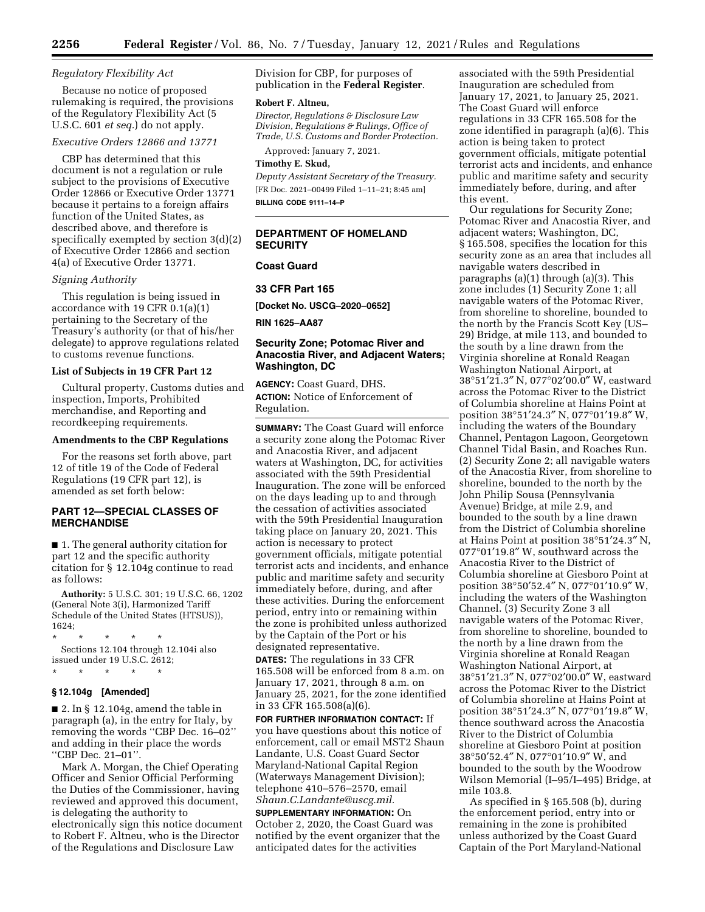*Regulatory Flexibility Act*

Because no notice of proposed rulemaking is required, the provisions of the Regulatory Flexibility Act (5 U.S.C. 601 *et seq.*) do not apply.

*Executive Orders 12866 and 13771*

CBP has determined that this document is not a regulation or rule subject to the provisions of Executive Order 12866 or Executive Order 13771 because it pertains to a foreign affairs function of the United States, as described above, and therefore is specifically exempted by section 3(d)(2) of Executive Order 12866 and section 4(a) of Executive Order 13771.

*Signing Authority*

This regulation is being issued in accordance with 19 CFR 0.1(a)(1) pertaining to the Secretary of the Treasury's authority (or that of his/her delegate) to approve regulations related to customs revenue functions.

**List of Subjects in 19 CFR Part 12**

Cultural property, Customs duties and inspection, Imports, Prohibited merchandise, and Reporting and recordkeeping requirements.

**Amendments to the CBP Regulations**

For the reasons set forth above, part 12 of title 19 of the Code of Federal Regulations (19 CFR part 12), is amended as set forth below:

## PART 12—SPECIAL CLASSES OF MERCHANDISE

■ 1. The general authority citation for part 12 and the specific authority citation for § 12.104g continue to read as follows:

**Authority:** 5 U.S.C. 301; 19 U.S.C. 66, 1202 (General Note 3(i), Harmonized Tariff Schedule of the United States (HTSUS)), 1624;

\* \* \* \* \*

Sections 12.104 through 12.104i also issued under 19 U.S.C. 2612;

\* \* \* \* \*

**§ 12.104g [Amended]**

■ 2. In § 12.104g, amend the table in paragraph (a), in the entry for Italy, by removing the words ''CBP Dec. 16–02'' and adding in their place the words ''CBP Dec. 21–01''.

Mark A. Morgan, the Chief Operating Officer and Senior Official Performing the Duties of the Commissioner, having reviewed and approved this document, is delegating the authority to electronically sign this notice document to Robert F. Altneu, who is the Director of the Regulations and Disclosure Law Division for CBP, for purposes of publication in the **Federal Register**.

**Robert F. Altneu,**

*Director, Regulations & Disclosure Law Division, Regulations & Rulings, Office of Trade, U.S. Customs and Border Protection.*

Approved: January 7, 2021.

**Timothy E. Skud,**

*Deputy Assistant Secretary of the Treasury.*

[FR Doc. 2021–00499 Filed 1–11–21; 8:45 am]

**BILLING CODE 9111–14–P**

---

## DEPARTMENT OF HOMELAND SECURITY

## Coast Guard

## 33 CFR Part 165

**[Docket No. USCG–2020–0652]**

**RIN 1625–AA87**

## Security Zone; Potomac River and Anacostia River, and Adjacent Waters; Washington, DC

**AGENCY:** Coast Guard, DHS.

**ACTION:** Notice of Enforcement of Regulation.

**SUMMARY:** The Coast Guard will enforce a security zone along the Potomac River and Anacostia River, and adjacent waters at Washington, DC, for activities associated with the 59th Presidential Inauguration. The zone will be enforced on the days leading up to and through the cessation of activities associated with the 59th Presidential Inauguration taking place on January 20, 2021. This action is necessary to protect government officials, mitigate potential terrorist acts and incidents, and enhance public and maritime safety and security immediately before, during, and after these activities. During the enforcement period, entry into or remaining within the zone is prohibited unless authorized by the Captain of the Port or his designated representative.

**DATES:** The regulations in 33 CFR 165.508 will be enforced from 8 a.m. on January 17, 2021, through 8 a.m. on January 25, 2021, for the zone identified in 33 CFR 165.508(a)(6).

**FOR FURTHER INFORMATION CONTACT:** If you have questions about this notice of enforcement, call or email MST2 Shaun Landante, U.S. Coast Guard Sector Maryland-National Capital Region (Waterways Management Division); telephone 410–576–2570, email *Shaun.C.Landante@uscg.mil.*

**SUPPLEMENTARY INFORMATION:** On October 2, 2020, the Coast Guard was notified by the event organizer that the anticipated dates for the activities associated with the 59th Presidential Inauguration are scheduled from January 17, 2021, to January 25, 2021. The Coast Guard will enforce regulations in 33 CFR 165.508 for the zone identified in paragraph (a)(6). This action is being taken to protect government officials, mitigate potential terrorist acts and incidents, and enhance public and maritime safety and security immediately before, during, and after this event.

Our regulations for Security Zone; Potomac River and Anacostia River, and adjacent waters; Washington, DC, § 165.508, specifies the location for this security zone as an area that includes all navigable waters described in paragraphs (a)(1) through (a)(3). This zone includes (1) Security Zone 1; all navigable waters of the Potomac River, from shoreline to shoreline, bounded to the north by the Francis Scott Key (US–29) Bridge, at mile 113, and bounded to the south by a line drawn from the Virginia shoreline at Ronald Reagan Washington National Airport, at 38°51′21.3″ N, 077°02′00.0″ W, eastward across the Potomac River to the District of Columbia shoreline at Hains Point at position 38°51′24.3″ N, 077°01′19.8″ W, including the waters of the Boundary Channel, Pentagon Lagoon, Georgetown Channel Tidal Basin, and Roaches Run. (2) Security Zone 2; all navigable waters of the Anacostia River, from shoreline to shoreline, bounded to the north by the John Philip Sousa (Pennsylvania Avenue) Bridge, at mile 2.9, and bounded to the south by a line drawn from the District of Columbia shoreline at Hains Point at position 38°51′24.3″ N, 077°01′19.8″ W, southward across the Anacostia River to the District of Columbia shoreline at Giesboro Point at position 38°50′52.4″ N, 077°01′10.9″ W, including the waters of the Washington Channel. (3) Security Zone 3 all navigable waters of the Potomac River, from shoreline to shoreline, bounded to the north by a line drawn from the Virginia shoreline at Ronald Reagan Washington National Airport, at 38°51′21.3″ N, 077°02′00.0″ W, eastward across the Potomac River to the District of Columbia shoreline at Hains Point at position 38°51′24.3″ N, 077°01′19.8″ W, thence southward across the Anacostia River to the District of Columbia shoreline at Giesboro Point at position 38°50′52.4″ N, 077°01′10.9″ W, and bounded to the south by the Woodrow Wilson Memorial (I–95/I–495) Bridge, at mile 103.8.

As specified in § 165.508 (b), during the enforcement period, entry into or remaining in the zone is prohibited unless authorized by the Coast Guard Captain of the Port Maryland-National